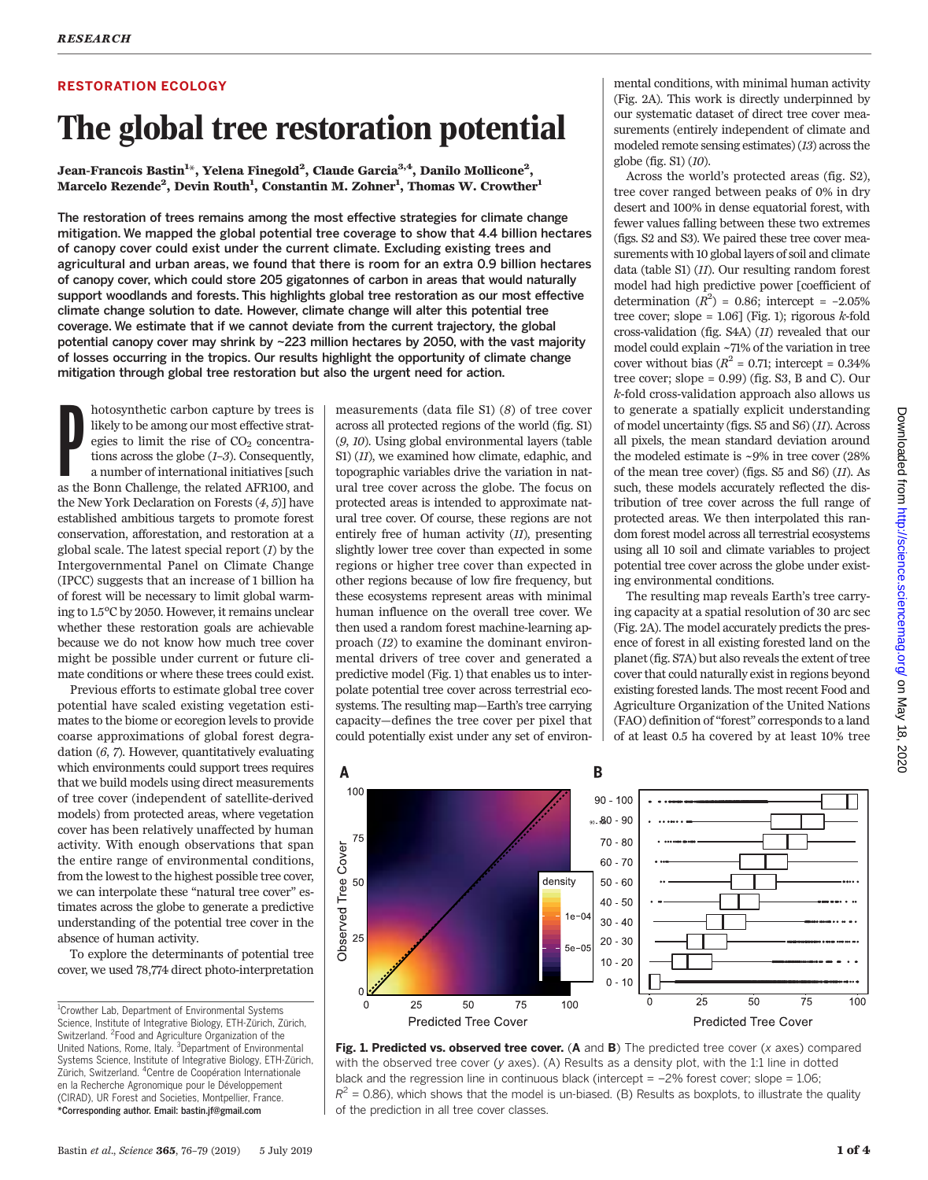RESTORATION ECOLOGY

# The global tree restoration potential

**Jean-Francois Bastin[1]*, Yelena Finegold[2], Claude Garcia[3,4], Danilo Mollicone[2], Marcelo Rezende[2], Devin Routh[1], Constantin M. Zohner[1], Thomas W. Crowther[1]**

**The restoration of trees remains among the most effective strategies for climate change mitigation. We mapped the global potential tree coverage to show that 4.4 billion hectares of canopy cover could exist under the current climate. Excluding existing trees and agricultural and urban areas, we found that there is room for an extra 0.9 billion hectares of canopy cover, which could store 205 gigatonnes of carbon in areas that would naturally support woodlands and forests. This highlights global tree restoration as our most effective climate change solution to date. However, climate change will alter this potential tree coverage. We estimate that if we cannot deviate from the current trajectory, the global potential canopy cover may shrink by ~223 million hectares by 2050, with the vast majority of losses occurring in the tropics. Our results highlight the opportunity of climate change mitigation through global tree restoration but also the urgent need for action.**

Photosynthetic carbon capture by trees is likely to be among our most effective strategies to limit the rise of $CO_2$ concentrations across the globe (*1*–*3*). Consequently, a number of international initiatives [such as the Bonn Challenge, the related AFR100, and the New York Declaration on Forests (*4*, *5*)] have established ambitious targets to promote forest conservation, afforestation, and restoration at a global scale. The latest special report (*1*) by the Intergovernmental Panel on Climate Change (IPCC) suggests that an increase of 1 billion ha of forest will be necessary to limit global warming to 1.5°C by 2050. However, it remains unclear whether these restoration goals are achievable because we do not know how much tree cover might be possible under current or future climate conditions or where these trees could exist.

Previous efforts to estimate global tree cover potential have scaled existing vegetation estimates to the biome or ecoregion levels to provide coarse approximations of global forest degradation (*6*, *7*). However, quantitatively evaluating which environments could support trees requires that we build models using direct measurements of tree cover (independent of satellite-derived models) from protected areas, where vegetation cover has been relatively unaffected by human activity. With enough observations that span the entire range of environmental conditions, from the lowest to the highest possible tree cover, we can interpolate these "natural tree cover" estimates across the globe to generate a predictive understanding of the potential tree cover in the absence of human activity.

To explore the determinants of potential tree cover, we used 78,774 direct photo-interpretation measurements (data file S1) (*8*) of tree cover across all protected regions of the world (fig. S1) (*9*, *10*). Using global environmental layers (table S1) (*11*), we examined how climate, edaphic, and topographic variables drive the variation in natural tree cover across the globe. The focus on protected areas is intended to approximate natural tree cover. Of course, these regions are not entirely free of human activity (*11*), presenting slightly lower tree cover than expected in some regions or higher tree cover than expected in other regions because of low fire frequency, but these ecosystems represent areas with minimal human influence on the overall tree cover. We then used a random forest machine-learning approach (*12*) to examine the dominant environmental drivers of tree cover and generated a predictive model (Fig. 1) that enables us to interpolate potential tree cover across terrestrial ecosystems. The resulting map—Earth's tree carrying capacity—defines the tree cover per pixel that could potentially exist under any set of environmental conditions, with minimal human activity (Fig. 2A). This work is directly underpinned by our systematic dataset of direct tree cover measurements (entirely independent of climate and modeled remote sensing estimates) (*13*) across the globe (fig. S1) (*10*).

Across the world's protected areas (fig. S2), tree cover ranged between peaks of 0% in dry desert and 100% in dense equatorial forest, with fewer values falling between these two extremes (figs. S2 and S3). We paired these tree cover measurements with 10 global layers of soil and climate data (table S1) (*11*). Our resulting random forest model had high predictive power [coefficient of determination ($R^2$) = 0.86; intercept = −2.05% tree cover; slope = 1.06] (Fig. 1); rigorous *k*-fold cross-validation (fig. S4A) (*11*) revealed that our model could explain ~71% of the variation in tree cover without bias ($R^2$ = 0.71; intercept = 0.34% tree cover; slope = 0.99) (fig. S3, B and C). Our *k*-fold cross-validation approach also allows us to generate a spatially explicit understanding of model uncertainty (figs. S5 and S6) (*11*). Across all pixels, the mean standard deviation around the modeled estimate is ~9% in tree cover (28% of the mean tree cover) (figs. S5 and S6) (*11*). As such, these models accurately reflected the distribution of tree cover across the full range of protected areas. We then interpolated this random forest model across all terrestrial ecosystems using all 10 soil and climate variables to project potential tree cover across the globe under existing environmental conditions.

The resulting map reveals Earth's tree carrying capacity at a spatial resolution of 30 arc sec (Fig. 2A). The model accurately predicts the presence of forest in all existing forested land on the planet (fig. S7A) but also reveals the extent of tree cover that could naturally exist in regions beyond existing forested lands. The most recent Food and Agriculture Organization of the United Nations (FAO) definition of "forest" corresponds to a land of at least 0.5 ha covered by at least 10% tree

**Fig. 1. Predicted vs. observed tree cover.** (**A** and **B**) The predicted tree cover (*x* axes) compared with the observed tree cover (*y* axes). (A) Results as a density plot, with the 1:1 line in dotted black and the regression line in continuous black (intercept = −2% forest cover; slope = 1.06; $R^2$ = 0.86), which shows that the model is un-biased. (B) Results as boxplots, to illustrate the quality of the prediction in all tree cover classes.

[1]Crowther Lab, Department of Environmental Systems Science, Institute of Integrative Biology, ETH-Zürich, Zürich, Switzerland. [2]Food and Agriculture Organization of the United Nations, Rome, Italy. [3]Department of Environmental Systems Science, Institute of Integrative Biology, ETH-Zürich, Zürich, Switzerland. [4]Centre de Coopération Internationale en la Recherche Agronomique pour le Développement (CIRAD), UR Forest and Societies, Montpellier, France.
*Corresponding author. Email: bastin.jf@gmail.com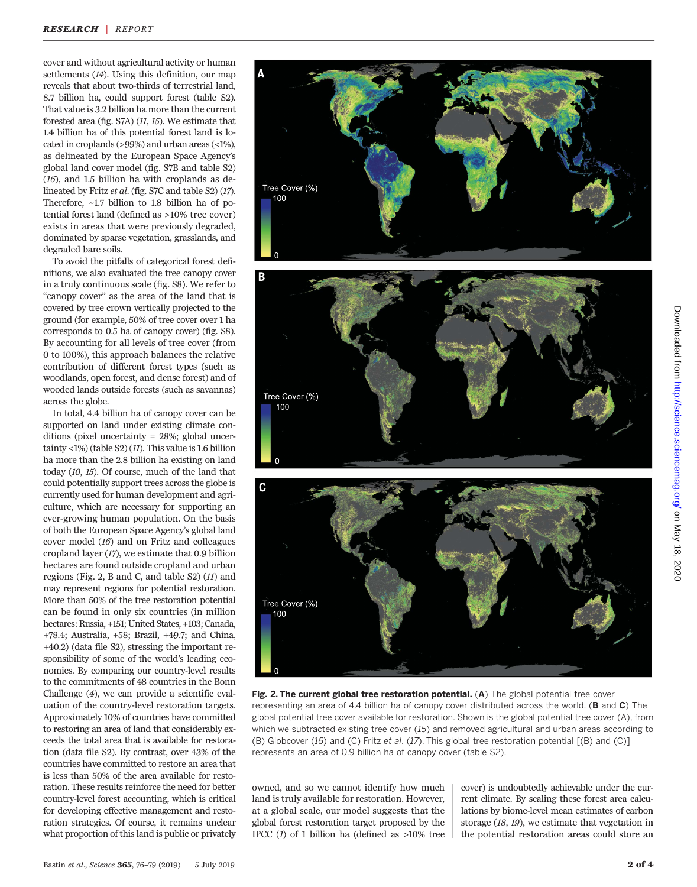cover and without agricultural activity or human settlements (*14*). Using this definition, our map reveals that about two-thirds of terrestrial land, 8.7 billion ha, could support forest (table S2). That value is 3.2 billion ha more than the current forested area (fig. S7A) (*11*, *15*). We estimate that 1.4 billion ha of this potential forest land is located in croplands (>99%) and urban areas (<1%), as delineated by the European Space Agency's global land cover model (fig. S7B and table S2) (*16*), and 1.5 billion ha with croplands as delineated by Fritz *et al.* (fig. S7C and table S2) (*17*). Therefore, ~1.7 billion to 1.8 billion ha of potential forest land (defined as >10% tree cover) exists in areas that were previously degraded, dominated by sparse vegetation, grasslands, and degraded bare soils.

To avoid the pitfalls of categorical forest definitions, we also evaluated the tree canopy cover in a truly continuous scale (fig. S8). We refer to "canopy cover" as the area of the land that is covered by tree crown vertically projected to the ground (for example, 50% of tree cover over 1 ha corresponds to 0.5 ha of canopy cover) (fig. S8). By accounting for all levels of tree cover (from 0 to 100%), this approach balances the relative contribution of different forest types (such as woodlands, open forest, and dense forest) and of wooded lands outside forests (such as savannas) across the globe.

In total, 4.4 billion ha of canopy cover can be supported on land under existing climate conditions (pixel uncertainty = 28%; global uncertainty <1%) (table S2) (*11*). This value is 1.6 billion ha more than the 2.8 billion ha existing on land today (*10*, *15*). Of course, much of the land that could potentially support trees across the globe is currently used for human development and agriculture, which are necessary for supporting an ever-growing human population. On the basis of both the European Space Agency's global land cover model (*16*) and on Fritz and colleagues cropland layer (*17*), we estimate that 0.9 billion hectares are found outside cropland and urban regions (Fig. 2, B and C, and table S2) (*11*) and may represent regions for potential restoration. More than 50% of the tree restoration potential can be found in only six countries (in million hectares: Russia, +151; United States, +103; Canada, +78.4; Australia, +58; Brazil, +49.7; and China, +40.2) (data file S2), stressing the important responsibility of some of the world's leading economies. By comparing our country-level results to the commitments of 48 countries in the Bonn Challenge (*4*), we can provide a scientific evaluation of the country-level restoration targets. Approximately 10% of countries have committed to restoring an area of land that considerably exceeds the total area that is available for restoration (data file S2). By contrast, over 43% of the countries have committed to restore an area that is less than 50% of the area available for restoration. These results reinforce the need for better country-level forest accounting, which is critical for developing effective management and restoration strategies. Of course, it remains unclear what proportion of this land is public or privately owned, and so we cannot identify how much land is truly available for restoration. However, at a global scale, our model suggests that the global forest restoration target proposed by the IPCC (*1*) of 1 billion ha (defined as >10% tree cover) is undoubtedly achievable under the current climate. By scaling these forest area calculations by biome-level mean estimates of carbon storage (*18*, *19*), we estimate that vegetation in the potential restoration areas could store an

**Fig. 2. The current global tree restoration potential.** (**A**) The global potential tree cover representing an area of 4.4 billion ha of canopy cover distributed across the world. (**B** and **C**) The global potential tree cover available for restoration. Shown is the global potential tree cover (A), from which we subtracted existing tree cover (*15*) and removed agricultural and urban areas according to (B) Globcover (*16*) and (C) Fritz *et al*. (*17*). This global tree restoration potential [(B) and (C)] represents an area of 0.9 billion ha of canopy cover (table S2).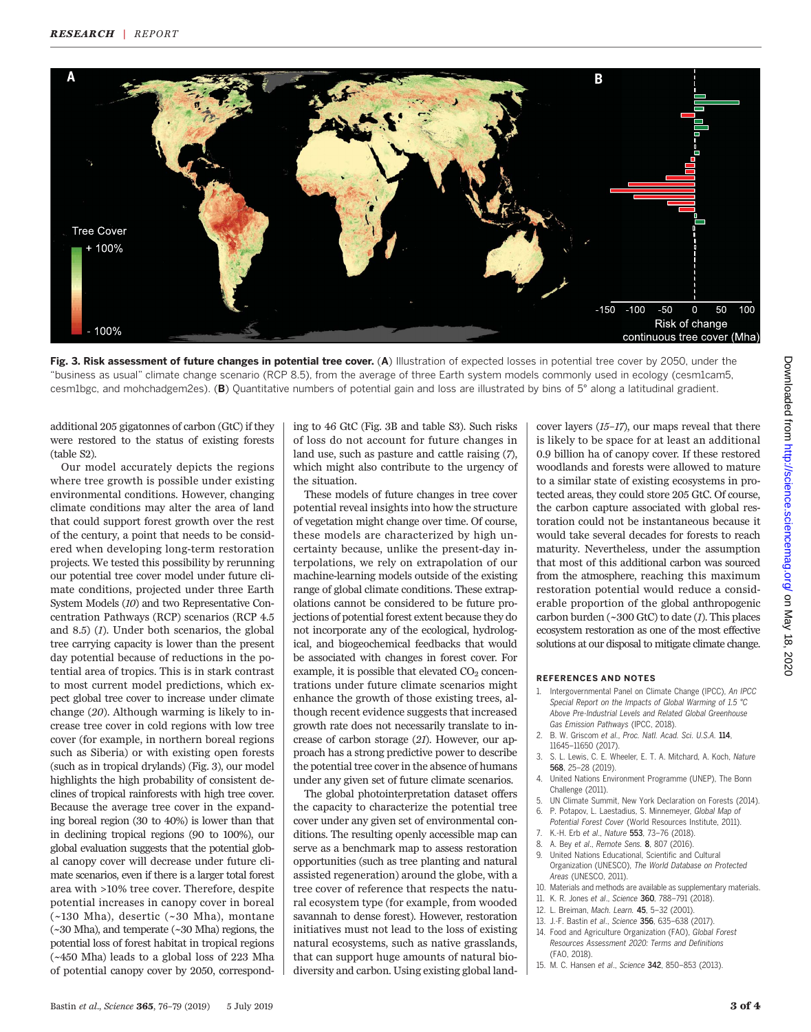**Fig. 3. Risk assessment of future changes in potential tree cover.** (**A**) Illustration of expected losses in potential tree cover by 2050, under the "business as usual" climate change scenario (RCP 8.5), from the average of three Earth system models commonly used in ecology (cesm1cam5, cesm1bgc, and mohchadgem2es). (**B**) Quantitative numbers of potential gain and loss are illustrated by bins of 5° along a latitudinal gradient.

additional 205 gigatonnes of carbon (GtC) if they were restored to the status of existing forests (table S2).

Our model accurately depicts the regions where tree growth is possible under existing environmental conditions. However, changing climate conditions may alter the area of land that could support forest growth over the rest of the century, a point that needs to be considered when developing long-term restoration projects. We tested this possibility by rerunning our potential tree cover model under future climate conditions, projected under three Earth System Models (*10*) and two Representative Concentration Pathways (RCP) scenarios (RCP 4.5 and 8.5) (*1*). Under both scenarios, the global tree carrying capacity is lower than the present day potential because of reductions in the potential area of tropics. This is in stark contrast to most current model predictions, which expect global tree cover to increase under climate change (*20*). Although warming is likely to increase tree cover in cold regions with low tree cover (for example, in northern boreal regions such as Siberia) or with existing open forests (such as in tropical drylands) (Fig. 3), our model highlights the high probability of consistent declines of tropical rainforests with high tree cover. Because the average tree cover in the expanding boreal region (30 to 40%) is lower than that in declining tropical regions (90 to 100%), our global evaluation suggests that the potential global canopy cover will decrease under future climate scenarios, even if there is a larger total forest area with >10% tree cover. Therefore, despite potential increases in canopy cover in boreal (~130 Mha), desertic (~30 Mha), montane (~30 Mha), and temperate (~30 Mha) regions, the potential loss of forest habitat in tropical regions (~450 Mha) leads to a global loss of 223 Mha of potential canopy cover by 2050, corresponding to 46 GtC (Fig. 3B and table S3). Such risks of loss do not account for future changes in land use, such as pasture and cattle raising (*7*), which might also contribute to the urgency of the situation.

These models of future changes in tree cover potential reveal insights into how the structure of vegetation might change over time. Of course, these models are characterized by high uncertainty because, unlike the present-day interpolations, we rely on extrapolation of our machine-learning models outside of the existing range of global climate conditions. These extrapolations cannot be considered to be future projections of potential forest extent because they do not incorporate any of the ecological, hydrological, and biogeochemical feedbacks that would be associated with changes in forest cover. For example, it is possible that elevated $CO_2$ concentrations under future climate scenarios might enhance the growth of those existing trees, although recent evidence suggests that increased growth rate does not necessarily translate to increase of carbon storage (*21*). However, our approach has a strong predictive power to describe the potential tree cover in the absence of humans under any given set of future climate scenarios.

The global photointerpretation dataset offers the capacity to characterize the potential tree cover under any given set of environmental conditions. The resulting openly accessible map can serve as a benchmark map to assess restoration opportunities (such as tree planting and natural assisted regeneration) around the globe, with a tree cover of reference that respects the natural ecosystem type (for example, from wooded savannah to dense forest). However, restoration initiatives must not lead to the loss of existing natural ecosystems, such as native grasslands, that can support huge amounts of natural biodiversity and carbon. Using existing global land-cover layers (*15*–*17*), our maps reveal that there is likely to be space for at least an additional 0.9 billion ha of canopy cover. If these restored woodlands and forests were allowed to mature to a similar state of existing ecosystems in protected areas, they could store 205 GtC. Of course, the carbon capture associated with global restoration could not be instantaneous because it would take several decades for forests to reach maturity. Nevertheless, under the assumption that most of this additional carbon was sourced from the atmosphere, reaching this maximum restoration potential would reduce a considerable proportion of the global anthropogenic carbon burden (~300 GtC) to date (*1*). This places ecosystem restoration as one of the most effective solutions at our disposal to mitigate climate change.

## REFERENCES AND NOTES

1. Intergovernmental Panel on Climate Change (IPCC), *An IPCC Special Report on the Impacts of Global Warming of 1.5 °C Above Pre-Industrial Levels and Related Global Greenhouse Gas Emission Pathways* (IPCC, 2018).
2. B. W. Griscom *et al.*, *Proc. Natl. Acad. Sci. U.S.A.* **114**, 11645–11650 (2017).
3. S. L. Lewis, C. E. Wheeler, E. T. A. Mitchard, A. Koch, *Nature* **568**, 25–28 (2019).
4. United Nations Environment Programme (UNEP), The Bonn Challenge (2011).
5. UN Climate Summit, New York Declaration on Forests (2014).
6. P. Potapov, L. Laestadius, S. Minnemeyer, *Global Map of Potential Forest Cover* (World Resources Institute, 2011).
7. K.-H. Erb *et al.*, *Nature* **553**, 73–76 (2018).
8. A. Bey *et al.*, *Remote Sens.* **8**, 807 (2016).
9. United Nations Educational, Scientific and Cultural Organization (UNESCO), *The World Database on Protected Areas* (UNESCO, 2011).
10. Materials and methods are available as supplementary materials.
11. K. R. Jones *et al.*, *Science* **360**, 788–791 (2018).
12. L. Breiman, *Mach. Learn.* **45**, 5–32 (2001).
13. J.-F. Bastin *et al.*, *Science* **356**, 635–638 (2017).
14. Food and Agriculture Organization (FAO), *Global Forest Resources Assessment 2020: Terms and Definitions* (FAO, 2018).
15. M. C. Hansen *et al.*, *Science* **342**, 850–853 (2013).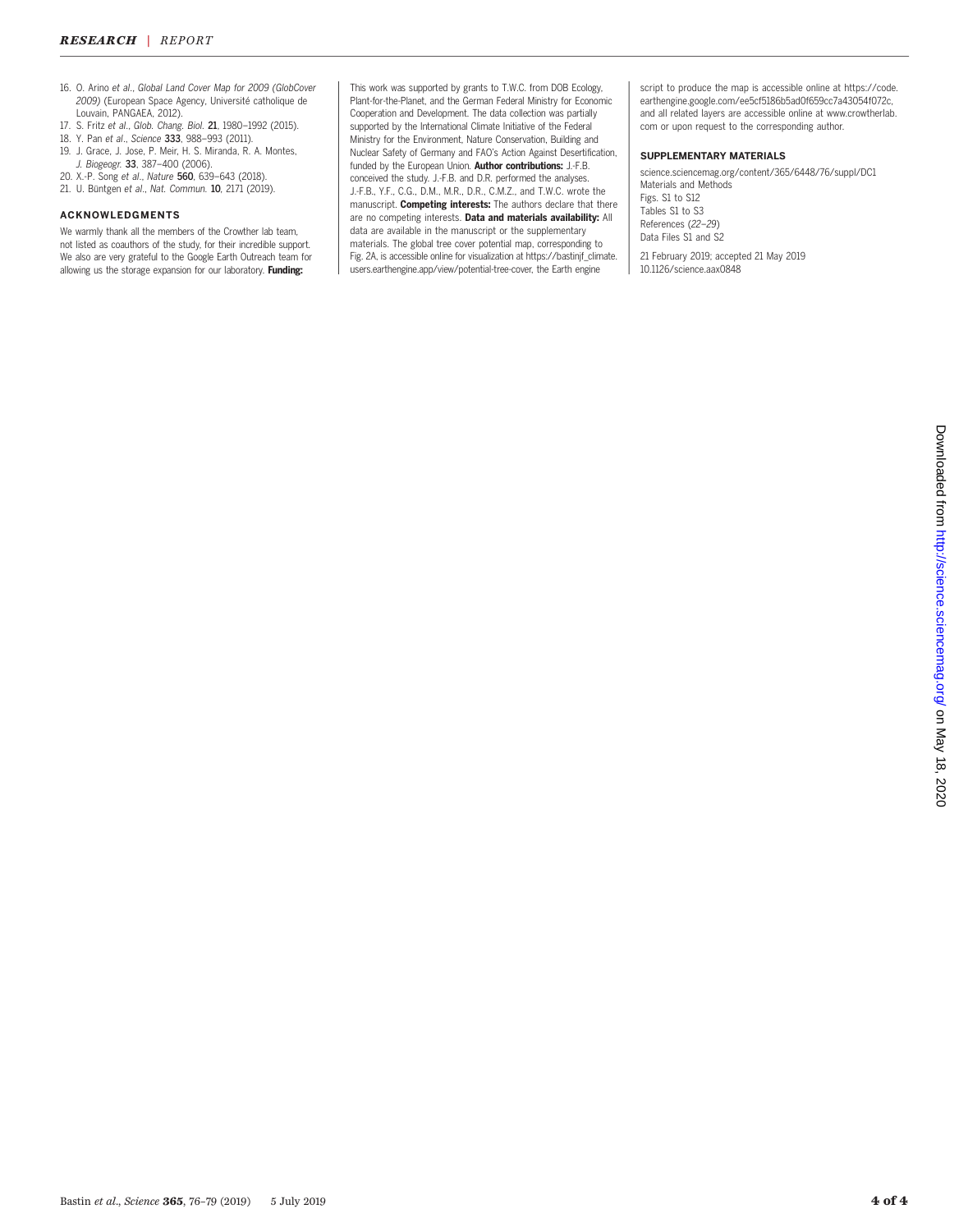16. O. Arino *et al.*, *Global Land Cover Map for 2009 (GlobCover 2009)* (European Space Agency, Université catholique de Louvain, PANGAEA, 2012).
17. S. Fritz *et al.*, *Glob. Chang. Biol.* **21**, 1980–1992 (2015).
18. Y. Pan *et al.*, *Science* **333**, 988–993 (2011).
19. J. Grace, J. Jose, P. Meir, H. S. Miranda, R. A. Montes, *J. Biogeogr.* **33**, 387–400 (2006).
20. X.-P. Song *et al.*, *Nature* **560**, 639–643 (2018).
21. U. Büntgen *et al.*, *Nat. Commun.* **10**, 2171 (2019).

## ACKNOWLEDGMENTS

We warmly thank all the members of the Crowther lab team, not listed as coauthors of the study, for their incredible support. We also are very grateful to the Google Earth Outreach team for allowing us the storage expansion for our laboratory. **Funding:** This work was supported by grants to T.W.C. from DOB Ecology, Plant-for-the-Planet, and the German Federal Ministry for Economic Cooperation and Development. The data collection was partially supported by the International Climate Initiative of the Federal Ministry for the Environment, Nature Conservation, Building and Nuclear Safety of Germany and FAO's Action Against Desertification, funded by the European Union. **Author contributions:** J.-F.B. conceived the study. J.-F.B. and D.R. performed the analyses. J.-F.B., Y.F., C.G., D.M., M.R., D.R., C.M.Z., and T.W.C. wrote the manuscript. **Competing interests:** The authors declare that there are no competing interests. **Data and materials availability:** All data are available in the manuscript or the supplementary materials. The global tree cover potential map, corresponding to Fig. 2A, is accessible online for visualization at https://bastinjf_climate.users.earthengine.app/view/potential-tree-cover, the Earth engine script to produce the map is accessible online at https://code.earthengine.google.com/ee5cf5186b5ad0f659cc7a43054f072c, and all related layers are accessible online at www.crowtherlab.com or upon request to the corresponding author.

## SUPPLEMENTARY MATERIALS

science.sciencemag.org/content/365/6448/76/suppl/DC1
Materials and Methods
Figs. S1 to S12
Tables S1 to S3
References (*22*–*29*)
Data Files S1 and S2

21 February 2019; accepted 21 May 2019
10.1126/science.aax0848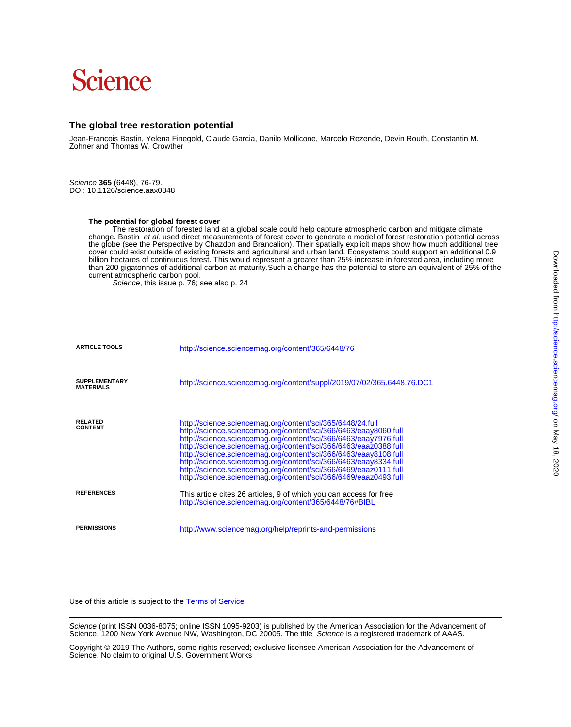# Science

## The global tree restoration potential

Jean-Francois Bastin, Yelena Finegold, Claude Garcia, Danilo Mollicone, Marcelo Rezende, Devin Routh, Constantin M. Zohner and Thomas W. Crowther

*Science* **365** (6448), 76-79.
DOI: 10.1126/science.aax0848

**The potential for global forest cover**

The restoration of forested land at a global scale could help capture atmospheric carbon and mitigate climate change. Bastin *et al.* used direct measurements of forest cover to generate a model of forest restoration potential across the globe (see the Perspective by Chazdon and Brancalion). Their spatially explicit maps show how much additional tree cover could exist outside of existing forests and agricultural and urban land. Ecosystems could support an additional 0.9 billion hectares of continuous forest. This would represent a greater than 25% increase in forested area, including more than 200 gigatonnes of additional carbon at maturity.Such a change has the potential to store an equivalent of 25% of the current atmospheric carbon pool.

*Science*, this issue p. 76; see also p. 24

| | |
|---|---|
| **ARTICLE TOOLS** | http://science.sciencemag.org/content/365/6448/76 |
| **SUPPLEMENTARY MATERIALS** | http://science.sciencemag.org/content/suppl/2019/07/02/365.6448.76.DC1 |
| **RELATED CONTENT** | http://science.sciencemag.org/content/sci/365/6448/24.full http://science.sciencemag.org/content/sci/366/6463/eaay8060.full http://science.sciencemag.org/content/sci/366/6463/eaay7976.full http://science.sciencemag.org/content/sci/366/6463/eaaz0388.full http://science.sciencemag.org/content/sci/366/6463/eaay8108.full http://science.sciencemag.org/content/sci/366/6463/eaay8334.full http://science.sciencemag.org/content/sci/366/6469/eaaz0111.full http://science.sciencemag.org/content/sci/366/6469/eaaz0493.full |
| **REFERENCES** | This article cites 26 articles, 9 of which you can access for free http://science.sciencemag.org/content/365/6448/76#BIBL |
| **PERMISSIONS** | http://www.sciencemag.org/help/reprints-and-permissions |

Use of this article is subject to the Terms of Service

*Science* (print ISSN 0036-8075; online ISSN 1095-9203) is published by the American Association for the Advancement of Science, 1200 New York Avenue NW, Washington, DC 20005. The title *Science* is a registered trademark of AAAS.

Copyright © 2019 The Authors, some rights reserved; exclusive licensee American Association for the Advancement of Science. No claim to original U.S. Government Works

Downloaded from http://science.sciencemag.org/ on May 18, 2020